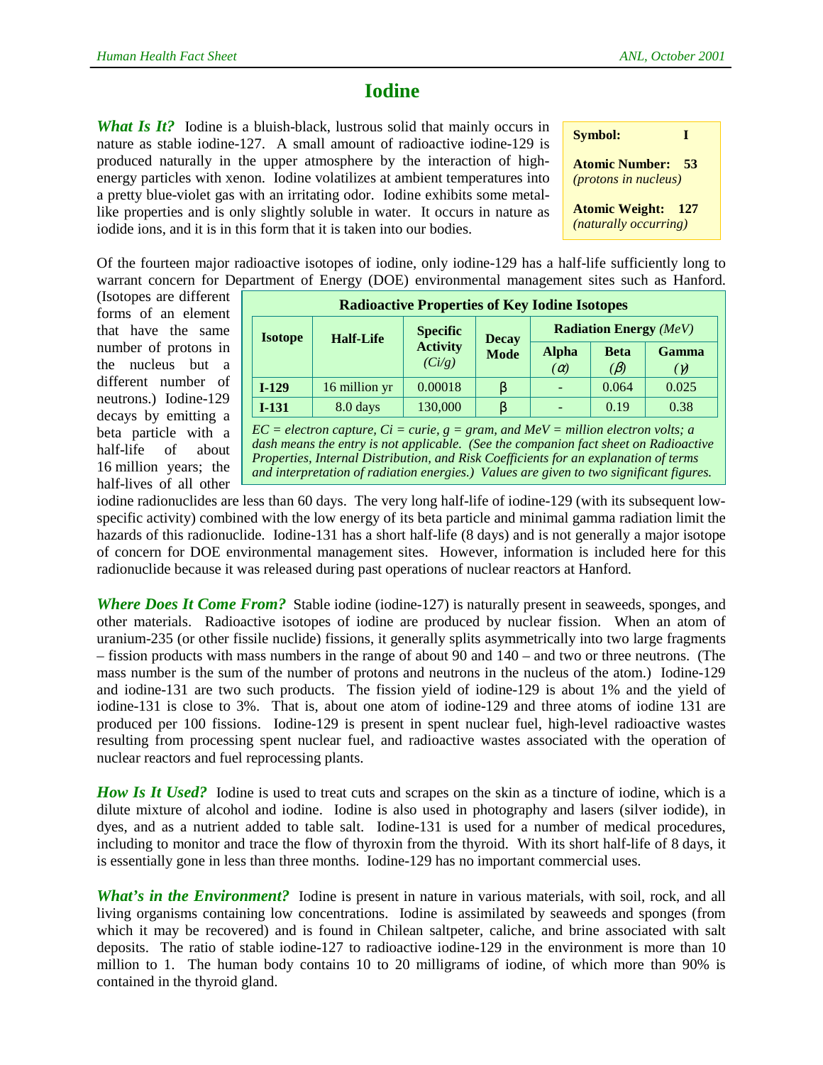# Iodine

***What Is It?*** Iodine is a bluish-black, lustrous solid that mainly occurs in nature as stable iodine-127. A small amount of radioactive iodine-129 is produced naturally in the upper atmosphere by the interaction of high-energy particles with xenon. Iodine volatilizes at ambient temperatures into a pretty blue-violet gas with an irritating odor. Iodine exhibits some metal-like properties and is only slightly soluble in water. It occurs in nature as iodide ions, and it is in this form that it is taken into our bodies.

**Symbol:** **I**

**Atomic Number:** **53**
*(protons in nucleus)*

**Atomic Weight:** **127**
*(naturally occurring)*

Of the fourteen major radioactive isotopes of iodine, only iodine-129 has a half-life sufficiently long to warrant concern for Department of Energy (DOE) environmental management sites such as Hanford. (Isotopes are different forms of an element that have the same number of protons in the nucleus but a different number of neutrons.) Iodine-129 decays by emitting a beta particle with a half-life of about 16 million years; the half-lives of all other iodine radionuclides are less than 60 days. The very long half-life of iodine-129 (with its subsequent low-specific activity) combined with the low energy of its beta particle and minimal gamma radiation limit the hazards of this radionuclide. Iodine-131 has a short half-life (8 days) and is not generally a major isotope of concern for DOE environmental management sites. However, information is included here for this radionuclide because it was released during past operations of nuclear reactors at Hanford.

**Radioactive Properties of Key Iodine Isotopes**

| Isotope | Half-Life | Specific Activity *(Ci/g)* | Decay Mode | Radiation Energy *(MeV)* | | |
|---|---|---|---|---|---|---|
| | | | | Alpha ($\alpha$) | Beta ($\beta$) | Gamma ($\gamma$) |
| **I-129** | 16 million yr | 0.00018 | β | - | 0.064 | 0.025 |
| **I-131** | 8.0 days | 130,000 | β | - | 0.19 | 0.38 |

*EC = electron capture, Ci = curie, g = gram, and MeV = million electron volts; a dash means the entry is not applicable. (See the companion fact sheet on Radioactive Properties, Internal Distribution, and Risk Coefficients for an explanation of terms and interpretation of radiation energies.) Values are given to two significant figures.*

***Where Does It Come From?*** Stable iodine (iodine-127) is naturally present in seaweeds, sponges, and other materials. Radioactive isotopes of iodine are produced by nuclear fission. When an atom of uranium-235 (or other fissile nuclide) fissions, it generally splits asymmetrically into two large fragments – fission products with mass numbers in the range of about 90 and 140 – and two or three neutrons. (The mass number is the sum of the number of protons and neutrons in the nucleus of the atom.) Iodine-129 and iodine-131 are two such products. The fission yield of iodine-129 is about 1% and the yield of iodine-131 is close to 3%. That is, about one atom of iodine-129 and three atoms of iodine 131 are produced per 100 fissions. Iodine-129 is present in spent nuclear fuel, high-level radioactive wastes resulting from processing spent nuclear fuel, and radioactive wastes associated with the operation of nuclear reactors and fuel reprocessing plants.

***How Is It Used?*** Iodine is used to treat cuts and scrapes on the skin as a tincture of iodine, which is a dilute mixture of alcohol and iodine. Iodine is also used in photography and lasers (silver iodide), in dyes, and as a nutrient added to table salt. Iodine-131 is used for a number of medical procedures, including to monitor and trace the flow of thyroxin from the thyroid. With its short half-life of 8 days, it is essentially gone in less than three months. Iodine-129 has no important commercial uses.

***What's in the Environment?*** Iodine is present in nature in various materials, with soil, rock, and all living organisms containing low concentrations. Iodine is assimilated by seaweeds and sponges (from which it may be recovered) and is found in Chilean saltpeter, caliche, and brine associated with salt deposits. The ratio of stable iodine-127 to radioactive iodine-129 in the environment is more than 10 million to 1. The human body contains 10 to 20 milligrams of iodine, of which more than 90% is contained in the thyroid gland.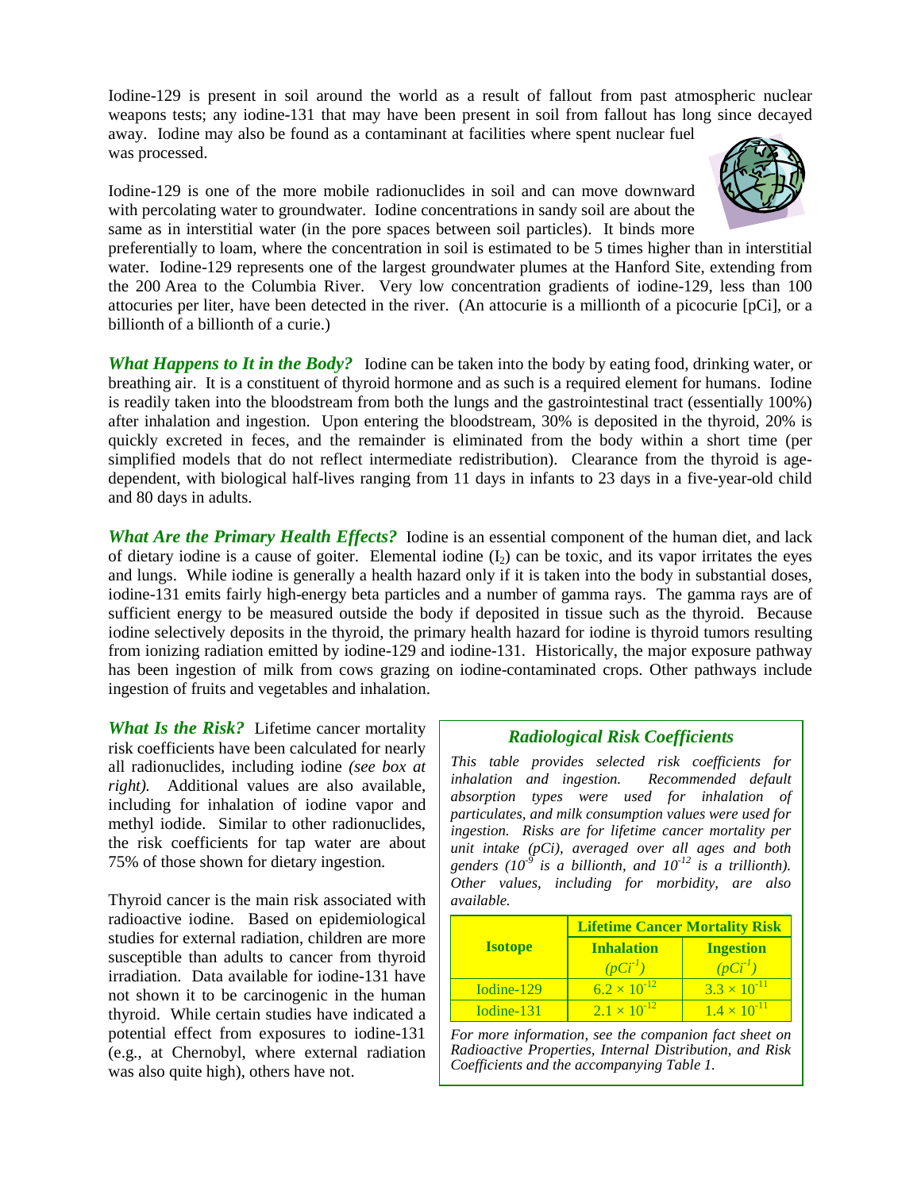Iodine-129 is present in soil around the world as a result of fallout from past atmospheric nuclear weapons tests; any iodine-131 that may have been present in soil from fallout has long since decayed away. Iodine may also be found as a contaminant at facilities where spent nuclear fuel was processed.

Iodine-129 is one of the more mobile radionuclides in soil and can move downward with percolating water to groundwater. Iodine concentrations in sandy soil are about the same as in interstitial water (in the pore spaces between soil particles). It binds more preferentially to loam, where the concentration in soil is estimated to be 5 times higher than in interstitial water. Iodine-129 represents one of the largest groundwater plumes at the Hanford Site, extending from the 200 Area to the Columbia River. Very low concentration gradients of iodine-129, less than 100 attocuries per liter, have been detected in the river. (An attocurie is a millionth of a picocurie [pCi], or a billionth of a billionth of a curie.)

***What Happens to It in the Body?*** Iodine can be taken into the body by eating food, drinking water, or breathing air. It is a constituent of thyroid hormone and as such is a required element for humans. Iodine is readily taken into the bloodstream from both the lungs and the gastrointestinal tract (essentially 100%) after inhalation and ingestion. Upon entering the bloodstream, 30% is deposited in the thyroid, 20% is quickly excreted in feces, and the remainder is eliminated from the body within a short time (per simplified models that do not reflect intermediate redistribution). Clearance from the thyroid is age-dependent, with biological half-lives ranging from 11 days in infants to 23 days in a five-year-old child and 80 days in adults.

***What Are the Primary Health Effects?*** Iodine is an essential component of the human diet, and lack of dietary iodine is a cause of goiter. Elemental iodine ($I_2$) can be toxic, and its vapor irritates the eyes and lungs. While iodine is generally a health hazard only if it is taken into the body in substantial doses, iodine-131 emits fairly high-energy beta particles and a number of gamma rays. The gamma rays are of sufficient energy to be measured outside the body if deposited in tissue such as the thyroid. Because iodine selectively deposits in the thyroid, the primary health hazard for iodine is thyroid tumors resulting from ionizing radiation emitted by iodine-129 and iodine-131. Historically, the major exposure pathway has been ingestion of milk from cows grazing on iodine-contaminated crops. Other pathways include ingestion of fruits and vegetables and inhalation.

***What Is the Risk?*** Lifetime cancer mortality risk coefficients have been calculated for nearly all radionuclides, including iodine *(see box at right).* Additional values are also available, including for inhalation of iodine vapor and methyl iodide. Similar to other radionuclides, the risk coefficients for tap water are about 75% of those shown for dietary ingestion.

Thyroid cancer is the main risk associated with radioactive iodine. Based on epidemiological studies for external radiation, children are more susceptible than adults to cancer from thyroid irradiation. Data available for iodine-131 have not shown it to be carcinogenic in the human thyroid. While certain studies have indicated a potential effect from exposures to iodine-131 (e.g., at Chernobyl, where external radiation was also quite high), others have not.

### *Radiological Risk Coefficients*

*This table provides selected risk coefficients for inhalation and ingestion. Recommended default absorption types were used for inhalation of particulates, and milk consumption values were used for ingestion. Risks are for lifetime cancer mortality per unit intake (pCi), averaged over all ages and both genders ($10^{-9}$ is a billionth, and $10^{-12}$ is a trillionth). Other values, including for morbidity, are also available.*

| Isotope | Lifetime Cancer Mortality Risk | |
|---|---|---|
| | Inhalation ($pCi^{-1}$) | Ingestion ($pCi^{-1}$) |
| Iodine-129 | $6.2 \times 10^{-12}$ | $3.3 \times 10^{-11}$ |
| Iodine-131 | $2.1 \times 10^{-12}$ | $1.4 \times 10^{-11}$ |

*For more information, see the companion fact sheet on Radioactive Properties, Internal Distribution, and Risk Coefficients and the accompanying Table 1.*